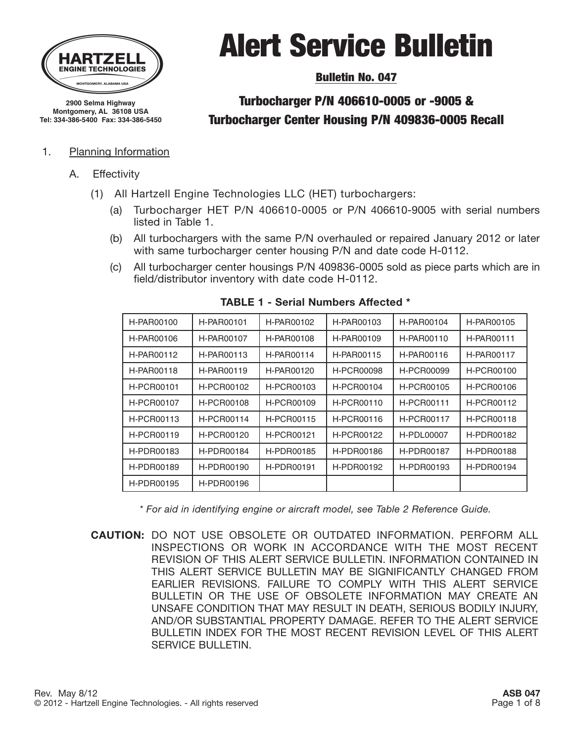HARTZELL
ENGINE TECHNOLOGIES
MONTGOMERY, ALABAMA USA

2900 Selma Highway
Montgomery, AL 36108 USA
Tel: 334-386-5400 Fax: 334-386-5450

# Alert Service Bulletin

## Bulletin No. 047

## Turbocharger P/N 406610-0005 or -9005 & Turbocharger Center Housing P/N 409836-0005 Recall

1. Planning Information

   A. Effectivity

      (1) All Hartzell Engine Technologies LLC (HET) turbochargers:

         (a) Turbocharger HET P/N 406610-0005 or P/N 406610-9005 with serial numbers listed in Table 1.

         (b) All turbochargers with the same P/N overhauled or repaired January 2012 or later with same turbocharger center housing P/N and date code H-0112.

         (c) All turbocharger center housings P/N 409836-0005 sold as piece parts which are in field/distributor inventory with date code H-0112.

**TABLE 1 - Serial Numbers Affected ***

| | | | | | |
|---|---|---|---|---|---|
| H-PAR00100 | H-PAR00101 | H-PAR00102 | H-PAR00103 | H-PAR00104 | H-PAR00105 |
| H-PAR00106 | H-PAR00107 | H-PAR00108 | H-PAR00109 | H-PAR00110 | H-PAR00111 |
| H-PAR00112 | H-PAR00113 | H-PAR00114 | H-PAR00115 | H-PAR00116 | H-PAR00117 |
| H-PAR00118 | H-PAR00119 | H-PAR00120 | H-PCR00098 | H-PCR00099 | H-PCR00100 |
| H-PCR00101 | H-PCR00102 | H-PCR00103 | H-PCR00104 | H-PCR00105 | H-PCR00106 |
| H-PCR00107 | H-PCR00108 | H-PCR00109 | H-PCR00110 | H-PCR00111 | H-PCR00112 |
| H-PCR00113 | H-PCR00114 | H-PCR00115 | H-PCR00116 | H-PCR00117 | H-PCR00118 |
| H-PCR00119 | H-PCR00120 | H-PCR00121 | H-PCR00122 | H-PDL00007 | H-PDR00182 |
| H-PDR00183 | H-PDR00184 | H-PDR00185 | H-PDR00186 | H-PDR00187 | H-PDR00188 |
| H-PDR00189 | H-PDR00190 | H-PDR00191 | H-PDR00192 | H-PDR00193 | H-PDR00194 |
| H-PDR00195 | H-PDR00196 | | | | |

*\* For aid in identifying engine or aircraft model, see Table 2 Reference Guide.*

**CAUTION:** DO NOT USE OBSOLETE OR OUTDATED INFORMATION. PERFORM ALL INSPECTIONS OR WORK IN ACCORDANCE WITH THE MOST RECENT REVISION OF THIS ALERT SERVICE BULLETIN. INFORMATION CONTAINED IN THIS ALERT SERVICE BULLETIN MAY BE SIGNIFICANTLY CHANGED FROM EARLIER REVISIONS. FAILURE TO COMPLY WITH THIS ALERT SERVICE BULLETIN OR THE USE OF OBSOLETE INFORMATION MAY CREATE AN UNSAFE CONDITION THAT MAY RESULT IN DEATH, SERIOUS BODILY INJURY, AND/OR SUBSTANTIAL PROPERTY DAMAGE. REFER TO THE ALERT SERVICE BULLETIN INDEX FOR THE MOST RECENT REVISION LEVEL OF THIS ALERT SERVICE BULLETIN.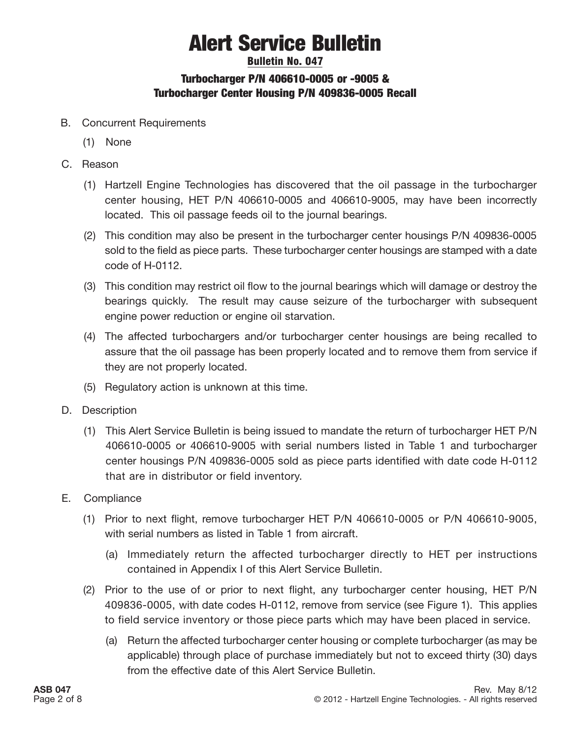# Alert Service Bulletin

**Bulletin No. 047**

### Turbocharger P/N 406610-0005 or -9005 & Turbocharger Center Housing P/N 409836-0005 Recall

B. Concurrent Requirements

   (1) None

C. Reason

   (1) Hartzell Engine Technologies has discovered that the oil passage in the turbocharger center housing, HET P/N 406610-0005 and 406610-9005, may have been incorrectly located. This oil passage feeds oil to the journal bearings.

   (2) This condition may also be present in the turbocharger center housings P/N 409836-0005 sold to the field as piece parts. These turbocharger center housings are stamped with a date code of H-0112.

   (3) This condition may restrict oil flow to the journal bearings which will damage or destroy the bearings quickly. The result may cause seizure of the turbocharger with subsequent engine power reduction or engine oil starvation.

   (4) The affected turbochargers and/or turbocharger center housings are being recalled to assure that the oil passage has been properly located and to remove them from service if they are not properly located.

   (5) Regulatory action is unknown at this time.

D. Description

   (1) This Alert Service Bulletin is being issued to mandate the return of turbocharger HET P/N 406610-0005 or 406610-9005 with serial numbers listed in Table 1 and turbocharger center housings P/N 409836-0005 sold as piece parts identified with date code H-0112 that are in distributor or field inventory.

E. Compliance

   (1) Prior to next flight, remove turbocharger HET P/N 406610-0005 or P/N 406610-9005, with serial numbers as listed in Table 1 from aircraft.

      (a) Immediately return the affected turbocharger directly to HET per instructions contained in Appendix I of this Alert Service Bulletin.

   (2) Prior to the use of or prior to next flight, any turbocharger center housing, HET P/N 409836-0005, with date codes H-0112, remove from service (see Figure 1). This applies to field service inventory or those piece parts which may have been placed in service.

      (a) Return the affected turbocharger center housing or complete turbocharger (as may be applicable) through place of purchase immediately but not to exceed thirty (30) days from the effective date of this Alert Service Bulletin.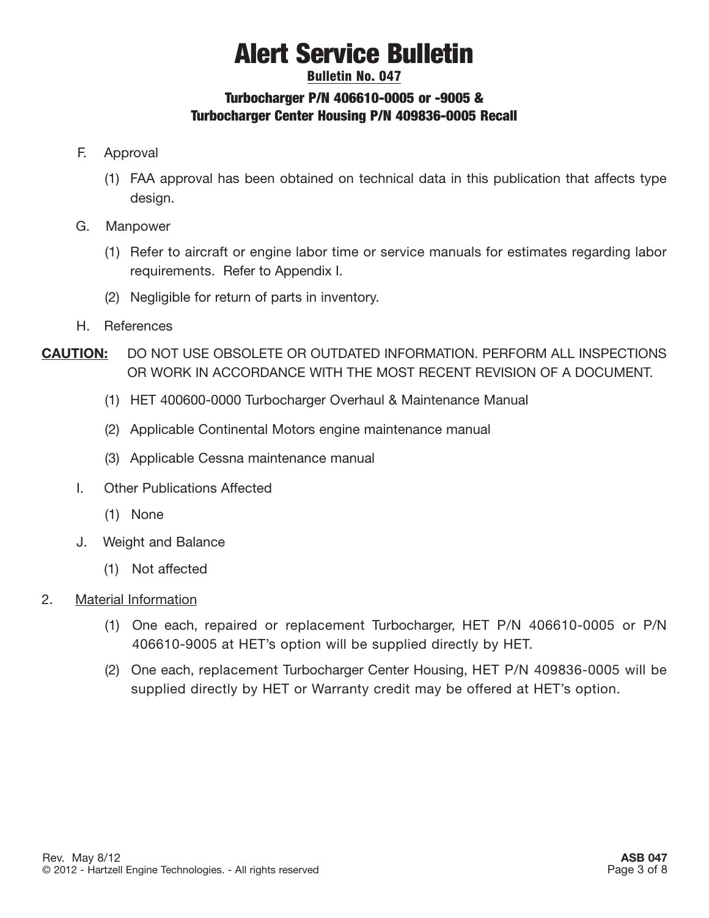F. Approval

(1) FAA approval has been obtained on technical data in this publication that affects type design.

G. Manpower

(1) Refer to aircraft or engine labor time or service manuals for estimates regarding labor requirements. Refer to Appendix I.

(2) Negligible for return of parts in inventory.

H. References

**CAUTION:** DO NOT USE OBSOLETE OR OUTDATED INFORMATION. PERFORM ALL INSPECTIONS OR WORK IN ACCORDANCE WITH THE MOST RECENT REVISION OF A DOCUMENT.

(1) HET 400600-0000 Turbocharger Overhaul & Maintenance Manual

(2) Applicable Continental Motors engine maintenance manual

(3) Applicable Cessna maintenance manual

I. Other Publications Affected

(1) None

J. Weight and Balance

(1) Not affected

2. Material Information

(1) One each, repaired or replacement Turbocharger, HET P/N 406610-0005 or P/N 406610-9005 at HET's option will be supplied directly by HET.

(2) One each, replacement Turbocharger Center Housing, HET P/N 409836-0005 will be supplied directly by HET or Warranty credit may be offered at HET's option.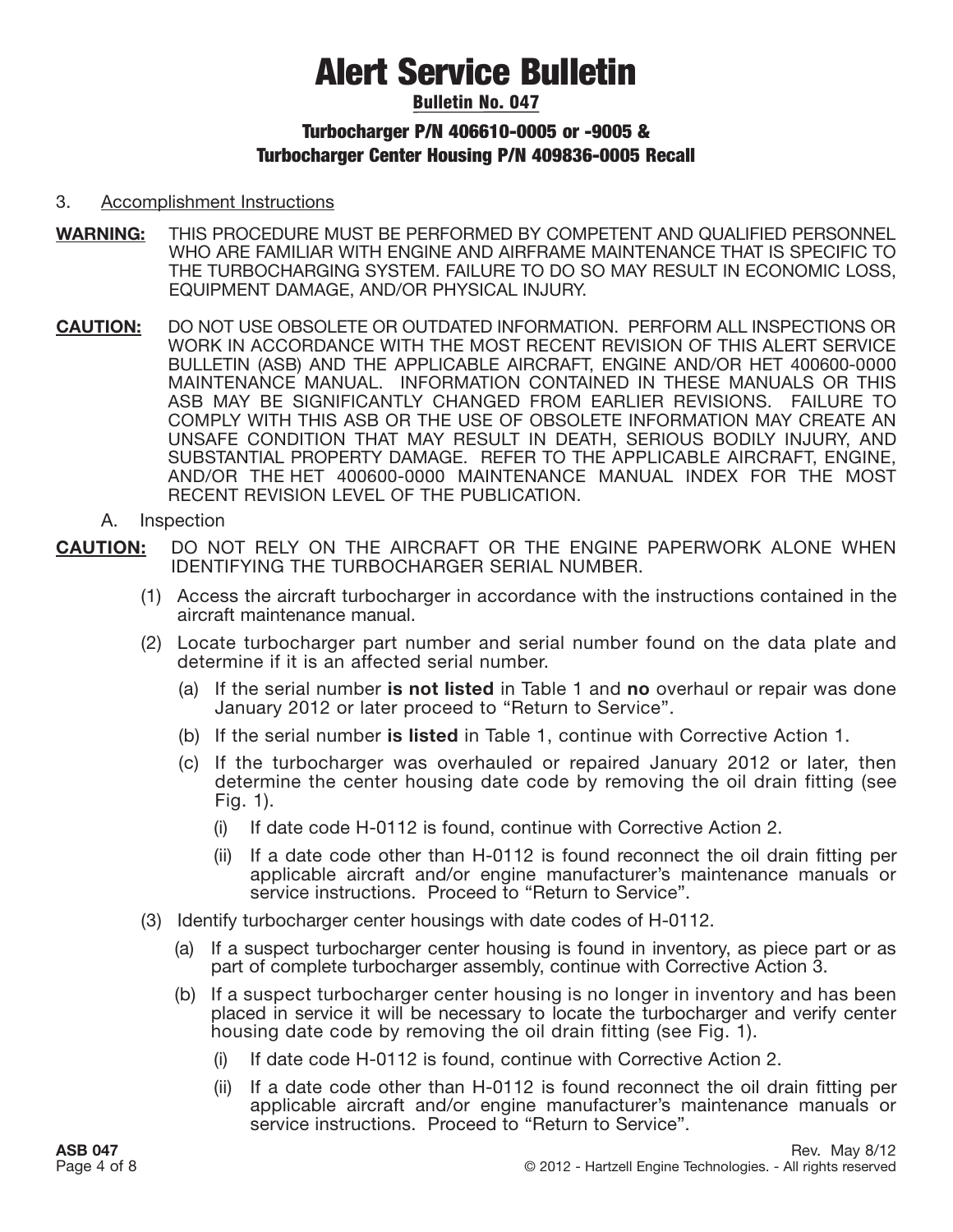# Alert Service Bulletin

**Bulletin No. 047**

**Turbocharger P/N 406610-0005 or -9005 & Turbocharger Center Housing P/N 409836-0005 Recall**

3. Accomplishment Instructions

**WARNING:** THIS PROCEDURE MUST BE PERFORMED BY COMPETENT AND QUALIFIED PERSONNEL WHO ARE FAMILIAR WITH ENGINE AND AIRFRAME MAINTENANCE THAT IS SPECIFIC TO THE TURBOCHARGING SYSTEM. FAILURE TO DO SO MAY RESULT IN ECONOMIC LOSS, EQUIPMENT DAMAGE, AND/OR PHYSICAL INJURY.

**CAUTION:** DO NOT USE OBSOLETE OR OUTDATED INFORMATION. PERFORM ALL INSPECTIONS OR WORK IN ACCORDANCE WITH THE MOST RECENT REVISION OF THIS ALERT SERVICE BULLETIN (ASB) AND THE APPLICABLE AIRCRAFT, ENGINE AND/OR HET 400600-0000 MAINTENANCE MANUAL. INFORMATION CONTAINED IN THESE MANUALS OR THIS ASB MAY BE SIGNIFICANTLY CHANGED FROM EARLIER REVISIONS. FAILURE TO COMPLY WITH THIS ASB OR THE USE OF OBSOLETE INFORMATION MAY CREATE AN UNSAFE CONDITION THAT MAY RESULT IN DEATH, SERIOUS BODILY INJURY, AND SUBSTANTIAL PROPERTY DAMAGE. REFER TO THE APPLICABLE AIRCRAFT, ENGINE, AND/OR THE HET 400600-0000 MAINTENANCE MANUAL INDEX FOR THE MOST RECENT REVISION LEVEL OF THE PUBLICATION.

A. Inspection

**CAUTION:** DO NOT RELY ON THE AIRCRAFT OR THE ENGINE PAPERWORK ALONE WHEN IDENTIFYING THE TURBOCHARGER SERIAL NUMBER.

(1) Access the aircraft turbocharger in accordance with the instructions contained in the aircraft maintenance manual.

(2) Locate turbocharger part number and serial number found on the data plate and determine if it is an affected serial number.

   (a) If the serial number **is not listed** in Table 1 and **no** overhaul or repair was done January 2012 or later proceed to "Return to Service".

   (b) If the serial number **is listed** in Table 1, continue with Corrective Action 1.

   (c) If the turbocharger was overhauled or repaired January 2012 or later, then determine the center housing date code by removing the oil drain fitting (see Fig. 1).

      (i) If date code H-0112 is found, continue with Corrective Action 2.

      (ii) If a date code other than H-0112 is found reconnect the oil drain fitting per applicable aircraft and/or engine manufacturer's maintenance manuals or service instructions. Proceed to "Return to Service".

(3) Identify turbocharger center housings with date codes of H-0112.

   (a) If a suspect turbocharger center housing is found in inventory, as piece part or as part of complete turbocharger assembly, continue with Corrective Action 3.

   (b) If a suspect turbocharger center housing is no longer in inventory and has been placed in service it will be necessary to locate the turbocharger and verify center housing date code by removing the oil drain fitting (see Fig. 1).

      (i) If date code H-0112 is found, continue with Corrective Action 2.

      (ii) If a date code other than H-0112 is found reconnect the oil drain fitting per applicable aircraft and/or engine manufacturer's maintenance manuals or service instructions. Proceed to "Return to Service".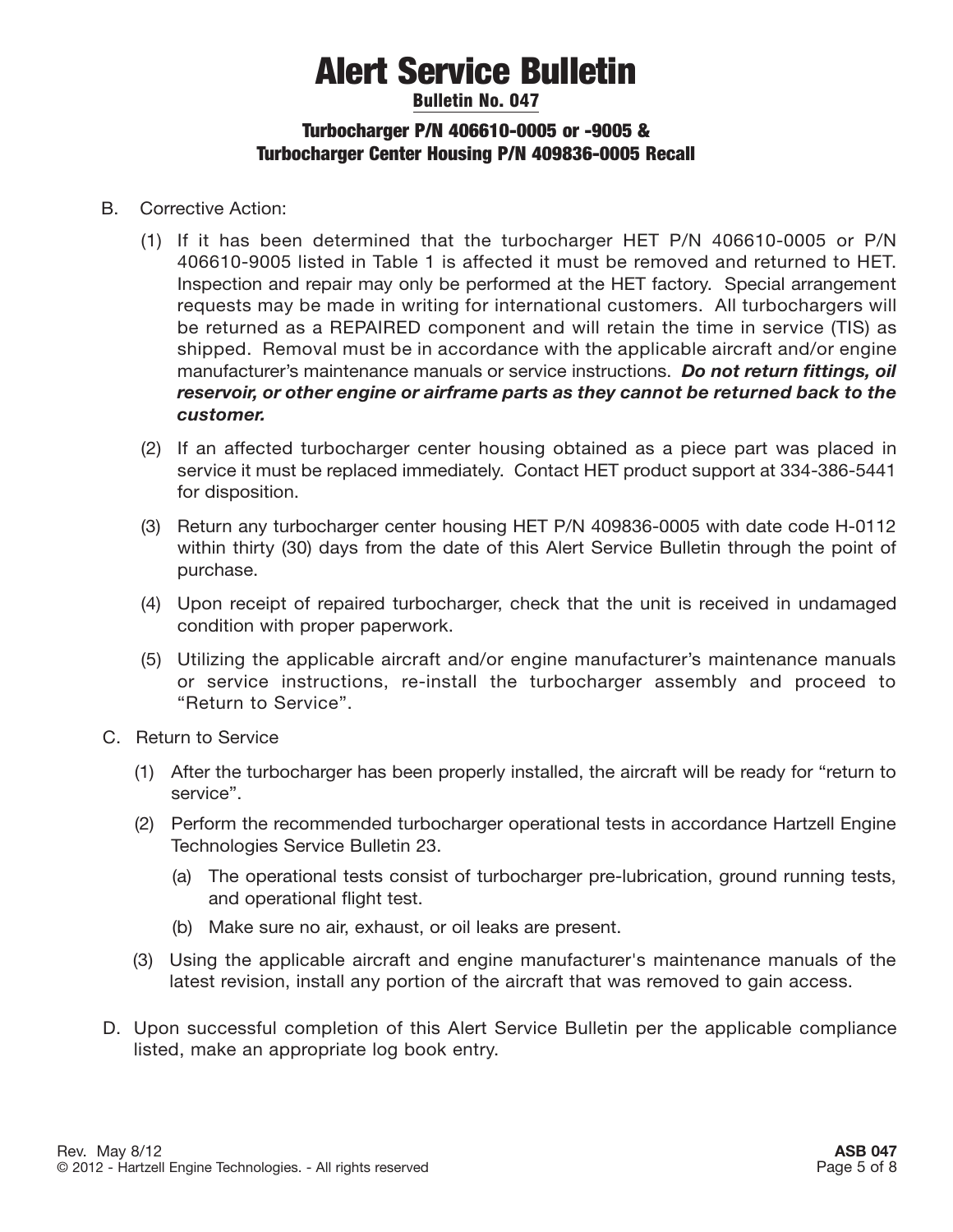# Alert Service Bulletin

**Bulletin No. 047**

**Turbocharger P/N 406610-0005 or -9005 & Turbocharger Center Housing P/N 409836-0005 Recall**

B. Corrective Action:

(1) If it has been determined that the turbocharger HET P/N 406610-0005 or P/N 406610-9005 listed in Table 1 is affected it must be removed and returned to HET. Inspection and repair may only be performed at the HET factory. Special arrangement requests may be made in writing for international customers. All turbochargers will be returned as a REPAIRED component and will retain the time in service (TIS) as shipped. Removal must be in accordance with the applicable aircraft and/or engine manufacturer's maintenance manuals or service instructions. ***Do not return fittings, oil reservoir, or other engine or airframe parts as they cannot be returned back to the customer.***

(2) If an affected turbocharger center housing obtained as a piece part was placed in service it must be replaced immediately. Contact HET product support at 334-386-5441 for disposition.

(3) Return any turbocharger center housing HET P/N 409836-0005 with date code H-0112 within thirty (30) days from the date of this Alert Service Bulletin through the point of purchase.

(4) Upon receipt of repaired turbocharger, check that the unit is received in undamaged condition with proper paperwork.

(5) Utilizing the applicable aircraft and/or engine manufacturer's maintenance manuals or service instructions, re-install the turbocharger assembly and proceed to "Return to Service".

C. Return to Service

(1) After the turbocharger has been properly installed, the aircraft will be ready for "return to service".

(2) Perform the recommended turbocharger operational tests in accordance Hartzell Engine Technologies Service Bulletin 23.

(a) The operational tests consist of turbocharger pre-lubrication, ground running tests, and operational flight test.

(b) Make sure no air, exhaust, or oil leaks are present.

(3) Using the applicable aircraft and engine manufacturer's maintenance manuals of the latest revision, install any portion of the aircraft that was removed to gain access.

D. Upon successful completion of this Alert Service Bulletin per the applicable compliance listed, make an appropriate log book entry.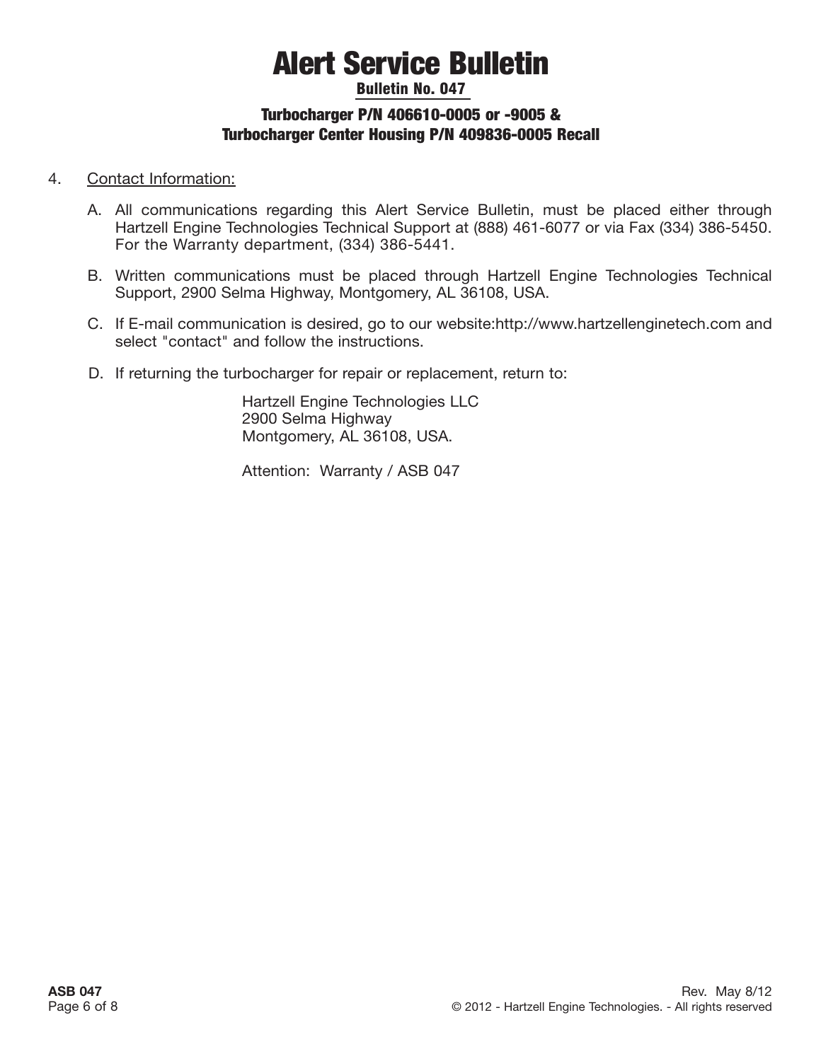4. Contact Information:

   A. All communications regarding this Alert Service Bulletin, must be placed either through Hartzell Engine Technologies Technical Support at (888) 461-6077 or via Fax (334) 386-5450. For the Warranty department, (334) 386-5441.

   B. Written communications must be placed through Hartzell Engine Technologies Technical Support, 2900 Selma Highway, Montgomery, AL 36108, USA.

   C. If E-mail communication is desired, go to our website:http://www.hartzellenginetech.com and select "contact" and follow the instructions.

   D. If returning the turbocharger for repair or replacement, return to:

      Hartzell Engine Technologies LLC
      2900 Selma Highway
      Montgomery, AL 36108, USA.

      Attention: Warranty / ASB 047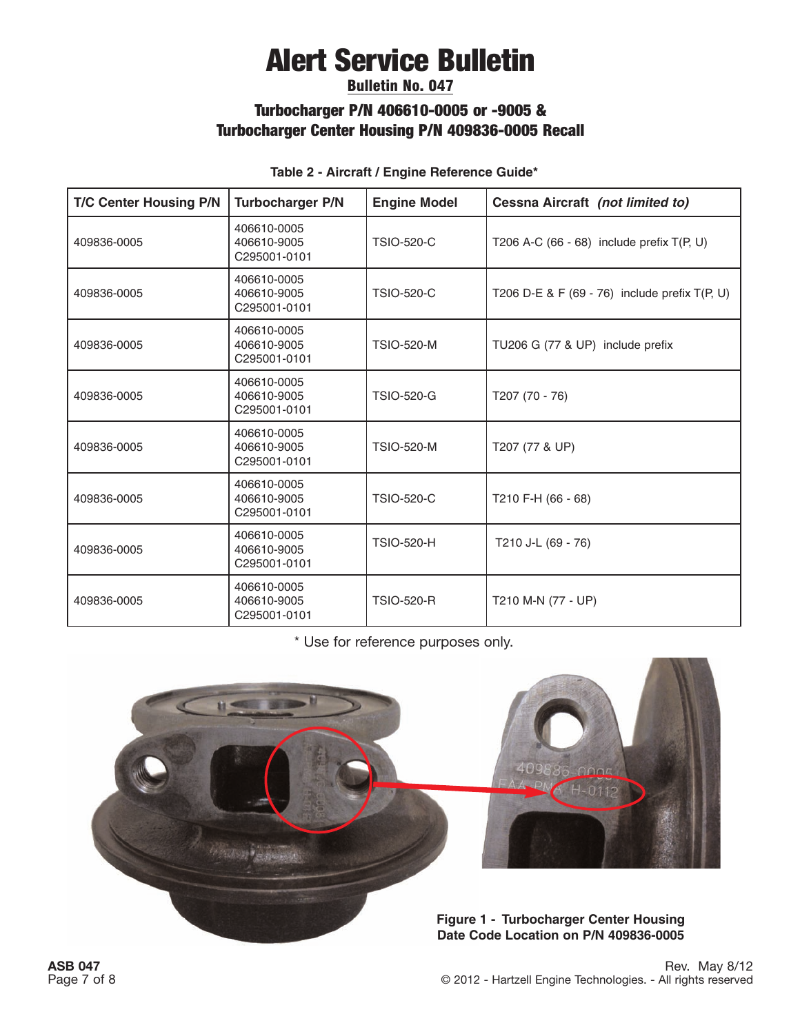# Alert Service Bulletin

**Bulletin No. 047**

## Turbocharger P/N 406610-0005 or -9005 & Turbocharger Center Housing P/N 409836-0005 Recall

**Table 2 - Aircraft / Engine Reference Guide***

| T/C Center Housing P/N | Turbocharger P/N | Engine Model | Cessna Aircraft *(not limited to)* |
|---|---|---|---|
| 409836-0005 | 406610-0005<br>406610-9005<br>C295001-0101 | TSIO-520-C | T206 A-C (66 - 68) include prefix T(P, U) |
| 409836-0005 | 406610-0005<br>406610-9005<br>C295001-0101 | TSIO-520-C | T206 D-E & F (69 - 76) include prefix T(P, U) |
| 409836-0005 | 406610-0005<br>406610-9005<br>C295001-0101 | TSIO-520-M | TU206 G (77 & UP) include prefix |
| 409836-0005 | 406610-0005<br>406610-9005<br>C295001-0101 | TSIO-520-G | T207 (70 - 76) |
| 409836-0005 | 406610-0005<br>406610-9005<br>C295001-0101 | TSIO-520-M | T207 (77 & UP) |
| 409836-0005 | 406610-0005<br>406610-9005<br>C295001-0101 | TSIO-520-C | T210 F-H (66 - 68) |
| 409836-0005 | 406610-0005<br>406610-9005<br>C295001-0101 | TSIO-520-H | T210 J-L (69 - 76) |
| 409836-0005 | 406610-0005<br>406610-9005<br>C295001-0101 | TSIO-520-R | T210 M-N (77 - UP) |

\* Use for reference purposes only.

**Figure 1 - Turbocharger Center Housing Date Code Location on P/N 409836-0005**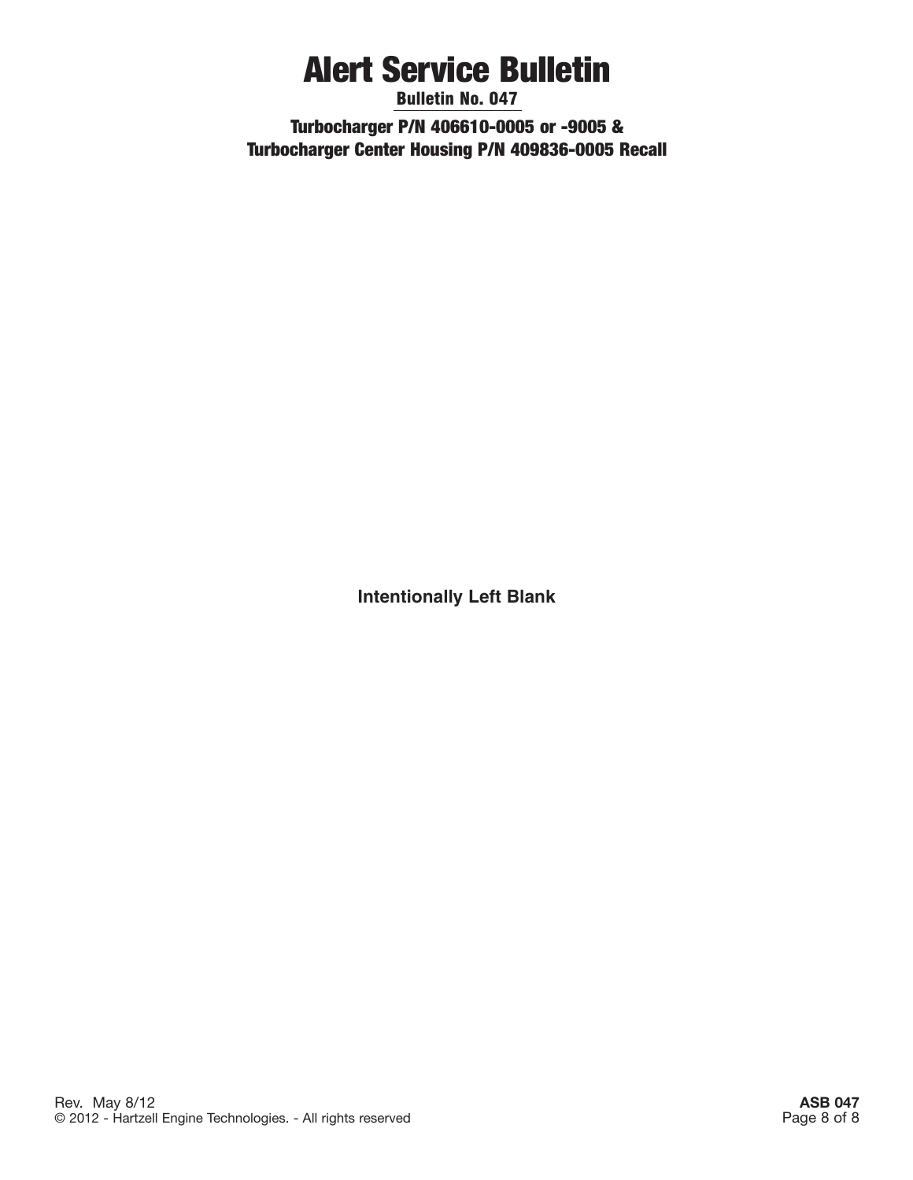# Alert Service Bulletin

**Bulletin No. 047**

**Turbocharger P/N 406610-0005 or -9005 & Turbocharger Center Housing P/N 409836-0005 Recall**

**Intentionally Left Blank**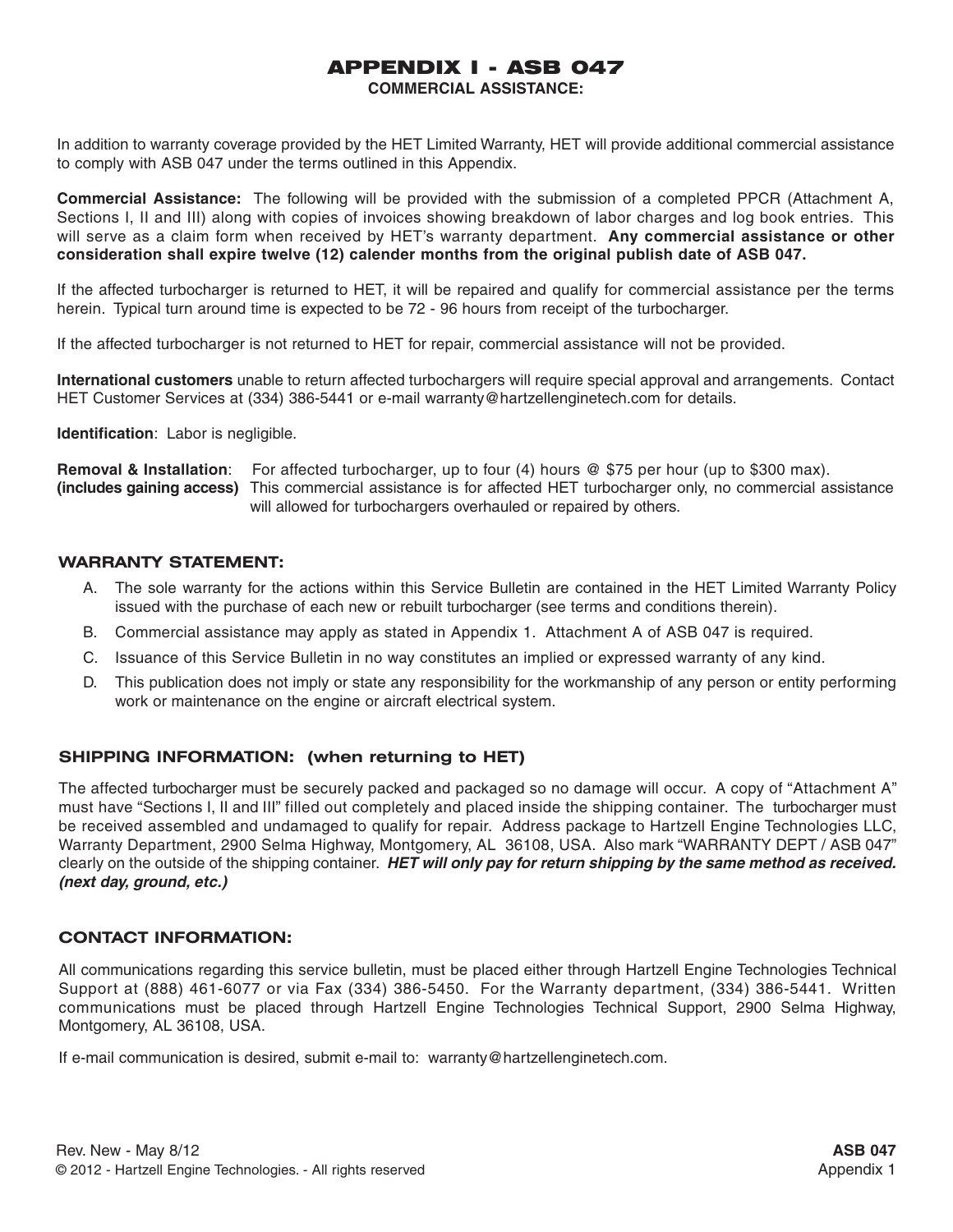# APPENDIX I - ASB 047

**COMMERCIAL ASSISTANCE:**

In addition to warranty coverage provided by the HET Limited Warranty, HET will provide additional commercial assistance to comply with ASB 047 under the terms outlined in this Appendix.

**Commercial Assistance:** The following will be provided with the submission of a completed PPCR (Attachment A, Sections I, II and III) along with copies of invoices showing breakdown of labor charges and log book entries. This will serve as a claim form when received by HET's warranty department. **Any commercial assistance or other consideration shall expire twelve (12) calender months from the original publish date of ASB 047.**

If the affected turbocharger is returned to HET, it will be repaired and qualify for commercial assistance per the terms herein. Typical turn around time is expected to be 72 - 96 hours from receipt of the turbocharger.

If the affected turbocharger is not returned to HET for repair, commercial assistance will not be provided.

**International customers** unable to return affected turbochargers will require special approval and arrangements. Contact HET Customer Services at (334) 386-5441 or e-mail warranty@hartzellenginetech.com for details.

**Identification**: Labor is negligible.

**Removal & Installation**: For affected turbocharger, up to four (4) hours @ $75 per hour (up to $300 max).
**(includes gaining access)** This commercial assistance is for affected HET turbocharger only, no commercial assistance will allowed for turbochargers overhauled or repaired by others.

## WARRANTY STATEMENT:

A. The sole warranty for the actions within this Service Bulletin are contained in the HET Limited Warranty Policy issued with the purchase of each new or rebuilt turbocharger (see terms and conditions therein).

B. Commercial assistance may apply as stated in Appendix 1. Attachment A of ASB 047 is required.

C. Issuance of this Service Bulletin in no way constitutes an implied or expressed warranty of any kind.

D. This publication does not imply or state any responsibility for the workmanship of any person or entity performing work or maintenance on the engine or aircraft electrical system.

## SHIPPING INFORMATION: (when returning to HET)

The affected turbocharger must be securely packed and packaged so no damage will occur. A copy of "Attachment A" must have "Sections I, II and III" filled out completely and placed inside the shipping container. The turbocharger must be received assembled and undamaged to qualify for repair. Address package to Hartzell Engine Technologies LLC, Warranty Department, 2900 Selma Highway, Montgomery, AL 36108, USA. Also mark "WARRANTY DEPT / ASB 047" clearly on the outside of the shipping container. ***HET will only pay for return shipping by the same method as received. (next day, ground, etc.)***

## CONTACT INFORMATION:

All communications regarding this service bulletin, must be placed either through Hartzell Engine Technologies Technical Support at (888) 461-6077 or via Fax (334) 386-5450. For the Warranty department, (334) 386-5441. Written communications must be placed through Hartzell Engine Technologies Technical Support, 2900 Selma Highway, Montgomery, AL 36108, USA.

If e-mail communication is desired, submit e-mail to: warranty@hartzellenginetech.com.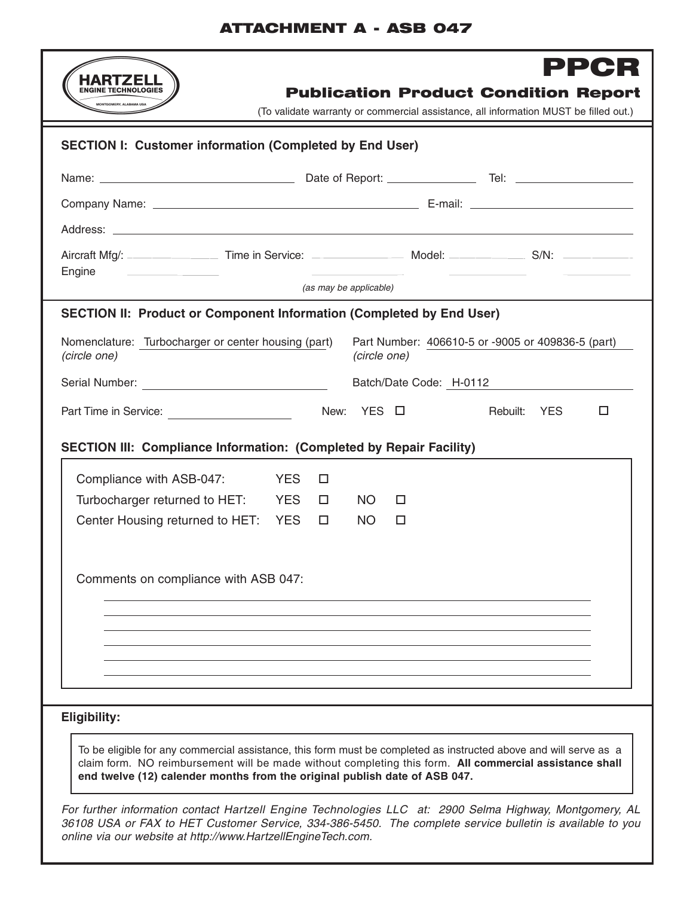# ATTACHMENT A - ASB 047

HARTZELL ENGINE TECHNOLOGIES MONTGOMERY, ALABAMA USA

# PPCR

## Publication Product Condition Report

(To validate warranty or commercial assistance, all information MUST be filled out.)

### SECTION I: Customer information (Completed by End User)

Name: ______________________ Date of Report: ______________ Tel: ______________

Company Name: ______________________________ E-mail: ______________________

Address: ____________________________________________________________

Aircraft Mfg/: ____________ Time in Service: ____________ Model: ____________ S/N: ____________
Engine ____________ ____________ ____________ ____________

*(as may be applicable)*

### SECTION II: Product or Component Information (Completed by End User)

Nomenclature: Turbocharger or center housing (part)
*(circle one)*

Part Number: 406610-5 or -9005 or 409836-5 (part)
*(circle one)*

Serial Number: ______________________

Batch/Date Code: H-0112

Part Time in Service: ______________ New: YES ☐ Rebuilt: YES ☐

### SECTION III: Compliance Information: (Completed by Repair Facility)

Compliance with ASB-047: YES ☐

Turbocharger returned to HET: YES ☐ NO ☐

Center Housing returned to HET: YES ☐ NO ☐

Comments on compliance with ASB 047:

______________________________________________________________

______________________________________________________________

______________________________________________________________

______________________________________________________________

______________________________________________________________

______________________________________________________________

### Eligibility:

To be eligible for any commercial assistance, this form must be completed as instructed above and will serve as a claim form. NO reimbursement will be made without completing this form. **All commercial assistance shall end twelve (12) calender months from the original publish date of ASB 047.**

*For further information contact Hartzell Engine Technologies LLC at: 2900 Selma Highway, Montgomery, AL 36108 USA or FAX to HET Customer Service, 334-386-5450. The complete service bulletin is available to you online via our website at http://www.HartzellEngineTech.com.*